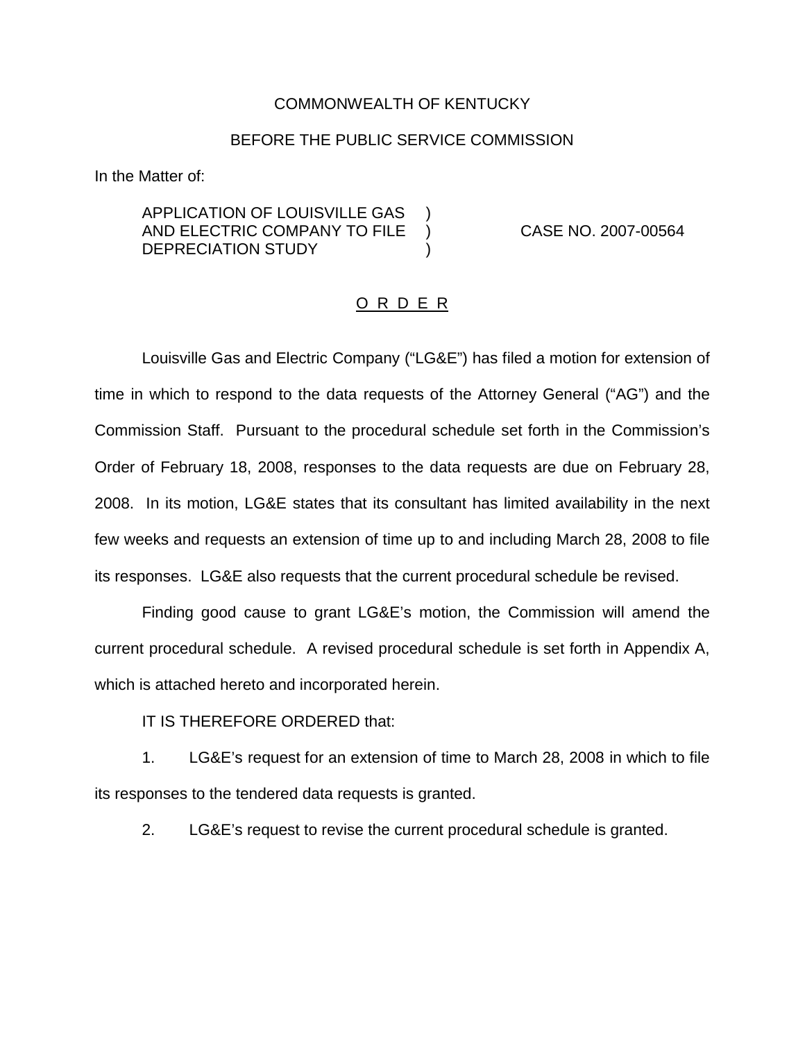COMMONWEALTH OF KENTUCKY

BEFORE THE PUBLIC SERVICE COMMISSION

In the Matter of:

APPLICATION OF LOUISVILLE GAS AND ELECTRIC COMPANY TO FILE DEPRECIATION STUDY ) CASE NO. 2007-00564

O R D E R

Louisville Gas and Electric Company ("LG&E") has filed a motion for extension of time in which to respond to the data requests of the Attorney General ("AG") and the Commission Staff. Pursuant to the procedural schedule set forth in the Commission's Order of February 18, 2008, responses to the data requests are due on February 28, 2008. In its motion, LG&E states that its consultant has limited availability in the next few weeks and requests an extension of time up to and including March 28, 2008 to file its responses. LG&E also requests that the current procedural schedule be revised.

Finding good cause to grant LG&E's motion, the Commission will amend the current procedural schedule. A revised procedural schedule is set forth in Appendix A, which is attached hereto and incorporated herein.

IT IS THEREFORE ORDERED that:

1. LG&E's request for an extension of time to March 28, 2008 in which to file its responses to the tendered data requests is granted.

2. LG&E's request to revise the current procedural schedule is granted.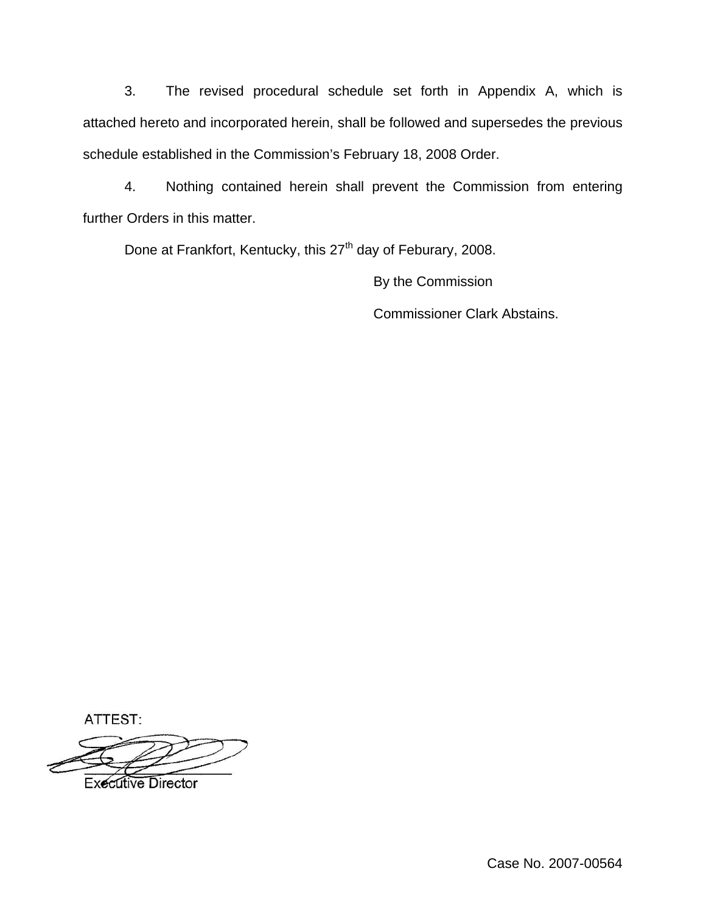3. The revised procedural schedule set forth in Appendix A, which is attached hereto and incorporated herein, shall be followed and supersedes the previous schedule established in the Commission's February 18, 2008 Order.

4. Nothing contained herein shall prevent the Commission from entering further Orders in this matter.

Done at Frankfort, Kentucky, this 27th day of Feburary, 2008.

By the Commission

Commissioner Clark Abstains.

ATTEST:

Executive Director

Case No. 2007-00564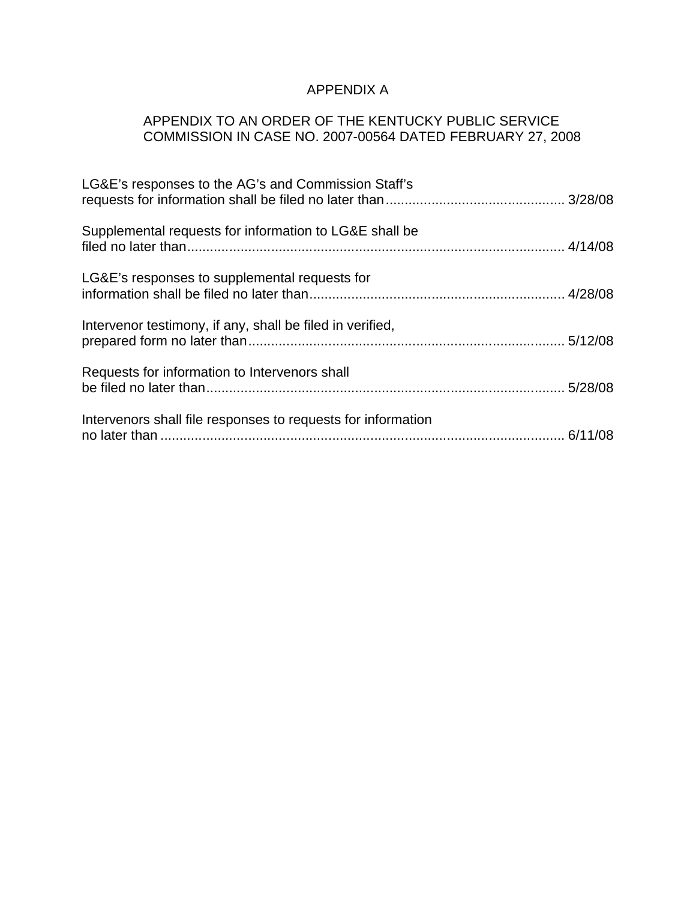# APPENDIX A

## APPENDIX TO AN ORDER OF THE KENTUCKY PUBLIC SERVICE COMMISSION IN CASE NO. 2007-00564 DATED FEBRUARY 27, 2008

LG&E's responses to the AG's and Commission Staff's requests for information shall be filed no later than............................................. 3/28/08

Supplemental requests for information to LG&E shall be filed no later than................................................................................................. 4/14/08

LG&E's responses to supplemental requests for information shall be filed no later than................................................................. 4/28/08

Intervenor testimony, if any, shall be filed in verified, prepared form no later than.................................................................................. 5/12/08

Requests for information to Intervenors shall be filed no later than............................................................................................. 5/28/08

Intervenors shall file responses to requests for information no later than ......................................................................................................... 6/11/08